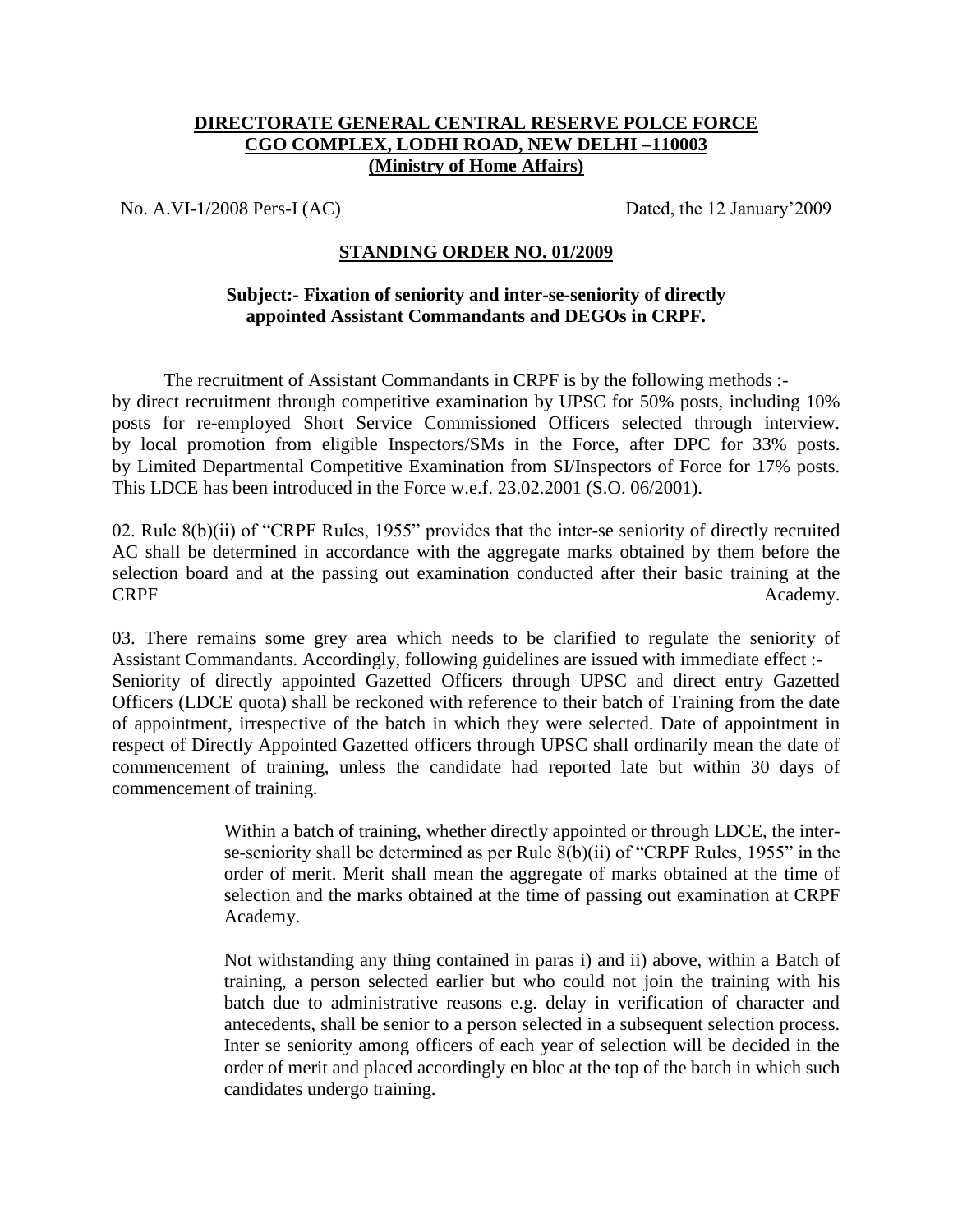**DIRECTORATE GENERAL CENTRAL RESERVE POLCE FORCE**
**CGO COMPLEX, LODHI ROAD, NEW DELHI –110003**
**(Ministry of Home Affairs)**

No. A.VI-1/2008 Pers-I (AC) Dated, the 12 January'2009

**STANDING ORDER NO. 01/2009**

**Subject:- Fixation of seniority and inter-se-seniority of directly appointed Assistant Commandants and DEGOs in CRPF.**

The recruitment of Assistant Commandants in CRPF is by the following methods :-
by direct recruitment through competitive examination by UPSC for 50% posts, including 10% posts for re-employed Short Service Commissioned Officers selected through interview.
by local promotion from eligible Inspectors/SMs in the Force, after DPC for 33% posts.
by Limited Departmental Competitive Examination from SI/Inspectors of Force for 17% posts. This LDCE has been introduced in the Force w.e.f. 23.02.2001 (S.O. 06/2001).

02. Rule 8(b)(ii) of "CRPF Rules, 1955" provides that the inter-se seniority of directly recruited AC shall be determined in accordance with the aggregate marks obtained by them before the selection board and at the passing out examination conducted after their basic training at the CRPF Academy.

03. There remains some grey area which needs to be clarified to regulate the seniority of Assistant Commandants. Accordingly, following guidelines are issued with immediate effect :-
Seniority of directly appointed Gazetted Officers through UPSC and direct entry Gazetted Officers (LDCE quota) shall be reckoned with reference to their batch of Training from the date of appointment, irrespective of the batch in which they were selected. Date of appointment in respect of Directly Appointed Gazetted officers through UPSC shall ordinarily mean the date of commencement of training, unless the candidate had reported late but within 30 days of commencement of training.

Within a batch of training, whether directly appointed or through LDCE, the inter-se-seniority shall be determined as per Rule 8(b)(ii) of "CRPF Rules, 1955" in the order of merit. Merit shall mean the aggregate of marks obtained at the time of selection and the marks obtained at the time of passing out examination at CRPF Academy.

Not withstanding any thing contained in paras i) and ii) above, within a Batch of training, a person selected earlier but who could not join the training with his batch due to administrative reasons e.g. delay in verification of character and antecedents, shall be senior to a person selected in a subsequent selection process. Inter se seniority among officers of each year of selection will be decided in the order of merit and placed accordingly en bloc at the top of the batch in which such candidates undergo training.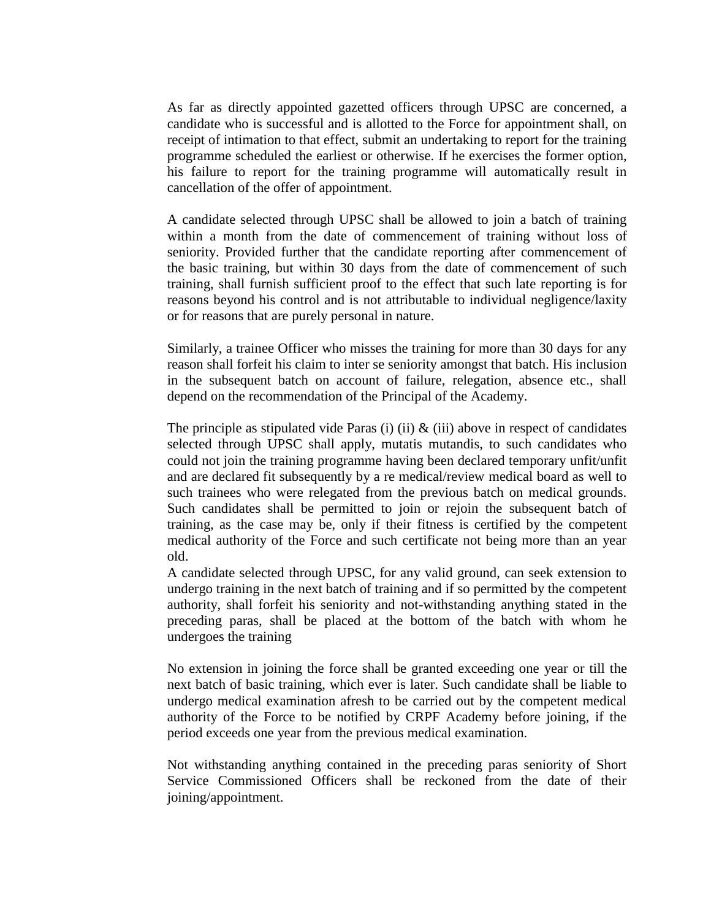As far as directly appointed gazetted officers through UPSC are concerned, a candidate who is successful and is allotted to the Force for appointment shall, on receipt of intimation to that effect, submit an undertaking to report for the training programme scheduled the earliest or otherwise. If he exercises the former option, his failure to report for the training programme will automatically result in cancellation of the offer of appointment.

A candidate selected through UPSC shall be allowed to join a batch of training within a month from the date of commencement of training without loss of seniority. Provided further that the candidate reporting after commencement of the basic training, but within 30 days from the date of commencement of such training, shall furnish sufficient proof to the effect that such late reporting is for reasons beyond his control and is not attributable to individual negligence/laxity or for reasons that are purely personal in nature.

Similarly, a trainee Officer who misses the training for more than 30 days for any reason shall forfeit his claim to inter se seniority amongst that batch. His inclusion in the subsequent batch on account of failure, relegation, absence etc., shall depend on the recommendation of the Principal of the Academy.

The principle as stipulated vide Paras (i) (ii) & (iii) above in respect of candidates selected through UPSC shall apply, mutatis mutandis, to such candidates who could not join the training programme having been declared temporary unfit/unfit and are declared fit subsequently by a re medical/review medical board as well to such trainees who were relegated from the previous batch on medical grounds. Such candidates shall be permitted to join or rejoin the subsequent batch of training, as the case may be, only if their fitness is certified by the competent medical authority of the Force and such certificate not being more than an year old.

A candidate selected through UPSC, for any valid ground, can seek extension to undergo training in the next batch of training and if so permitted by the competent authority, shall forfeit his seniority and not-withstanding anything stated in the preceding paras, shall be placed at the bottom of the batch with whom he undergoes the training

No extension in joining the force shall be granted exceeding one year or till the next batch of basic training, which ever is later. Such candidate shall be liable to undergo medical examination afresh to be carried out by the competent medical authority of the Force to be notified by CRPF Academy before joining, if the period exceeds one year from the previous medical examination.

Not withstanding anything contained in the preceding paras seniority of Short Service Commissioned Officers shall be reckoned from the date of their joining/appointment.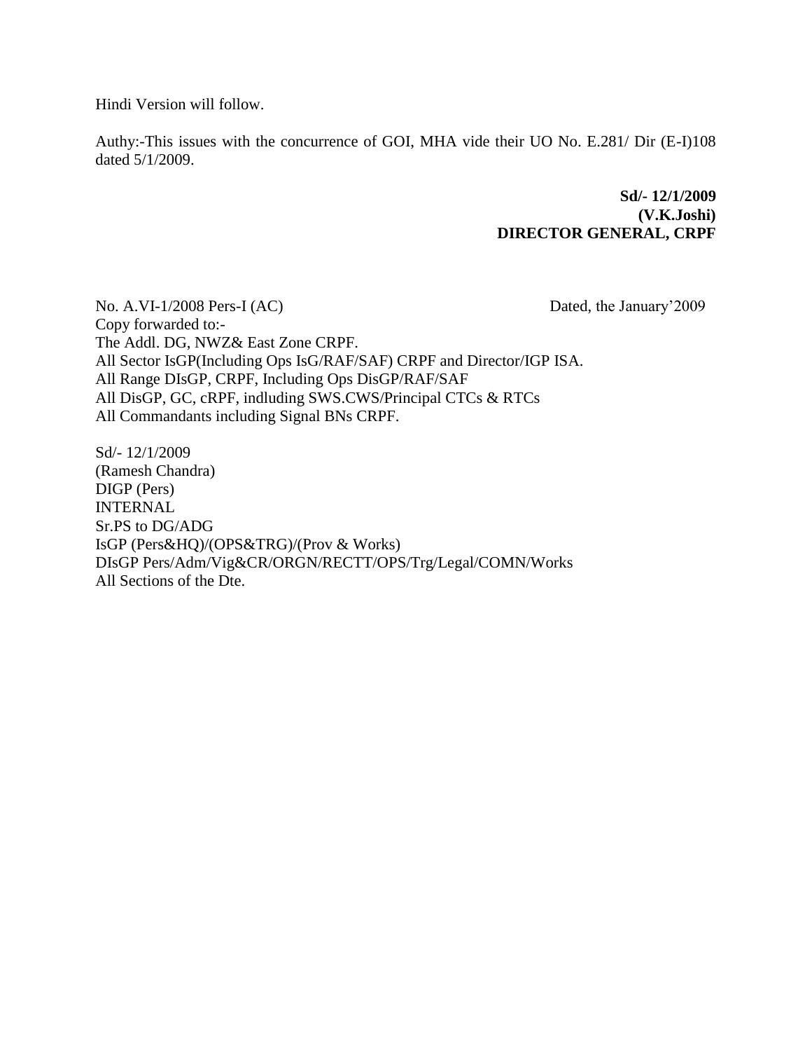Hindi Version will follow.

Authy:-This issues with the concurrence of GOI, MHA vide their UO No. E.281/ Dir (E-I)108 dated 5/1/2009.

**Sd/- 12/1/2009**
**(V.K.Joshi)**
**DIRECTOR GENERAL, CRPF**

No. A.VI-1/2008 Pers-I (AC) Dated, the January'2009

Copy forwarded to:-
The Addl. DG, NWZ& East Zone CRPF.
All Sector IsGP(Including Ops IsG/RAF/SAF) CRPF and Director/IGP ISA.
All Range DIsGP, CRPF, Including Ops DisGP/RAF/SAF
All DisGP, GC, cRPF, indluding SWS.CWS/Principal CTCs & RTCs
All Commandants including Signal BNs CRPF.

Sd/- 12/1/2009
(Ramesh Chandra)
DIGP (Pers)
INTERNAL
Sr.PS to DG/ADG
IsGP (Pers&HQ)/(OPS&TRG)/(Prov & Works)
DIsGP Pers/Adm/Vig&CR/ORGN/RECTT/OPS/Trg/Legal/COMN/Works
All Sections of the Dte.